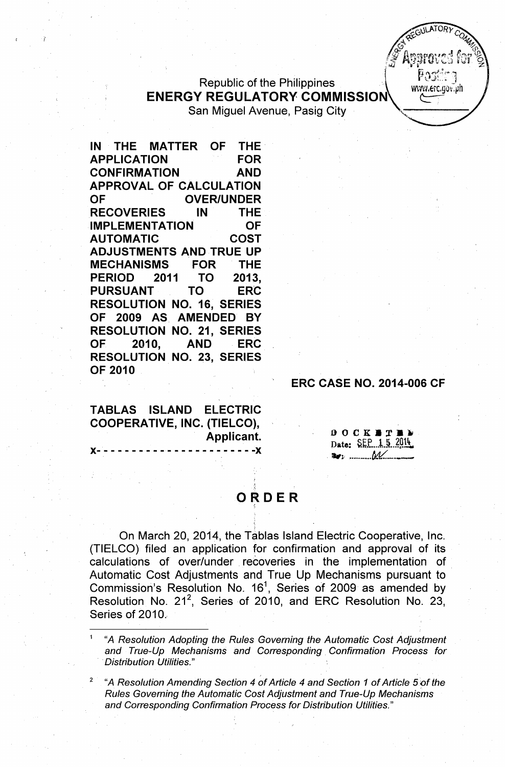Republic of the Philippines
**ENERGY REGULATORY COMMISSION**
San Miguel Avenue, Pasig City

**IN THE MATTER OF THE APPLICATION FOR CONFIRMATION AND APPROVAL OF CALCULATION OF OVER/UNDER RECOVERIES IN THE IMPLEMENTATION OF AUTOMATIC COST ADJUSTMENTS AND TRUE UP MECHANISMS FOR THE PERIOD 2011 TO 2013, PURSUANT TO ERC RESOLUTION NO. 16, SERIES OF 2009 AS AMENDED BY RESOLUTION NO. 21, SERIES OF 2010, AND ERC RESOLUTION NO. 23, SERIES OF 2010**

**ERC CASE NO. 2014-006 CF**

**TABLAS ISLAND ELECTRIC COOPERATIVE, INC. (TIELCO),**
**Applicant.**
x- - - - - - - - - - - - - - - - - - - - - -x

DOCKETED
Date: SEP 15 2014
By: ________

# ORDER

On March 20, 2014, the Tablas Island Electric Cooperative, Inc. (TIELCO) filed an application for confirmation and approval of its calculations of over/under recoveries in the implementation of Automatic Cost Adjustments and True Up Mechanisms pursuant to Commission's Resolution No. 16[1], Series of 2009 as amended by Resolution No. 21[2], Series of 2010, and ERC Resolution No. 23, Series of 2010.

---

[1] *"A Resolution Adopting the Rules Governing the Automatic Cost Adjustment and True-Up Mechanisms and Corresponding Confirmation Process for Distribution Utilities."*

[2] *"A Resolution Amending Section 4 of Article 4 and Section 1 of Article 5 of the Rules Governing the Automatic Cost Adjustment and True-Up Mechanisms and Corresponding Confirmation Process for Distribution Utilities."*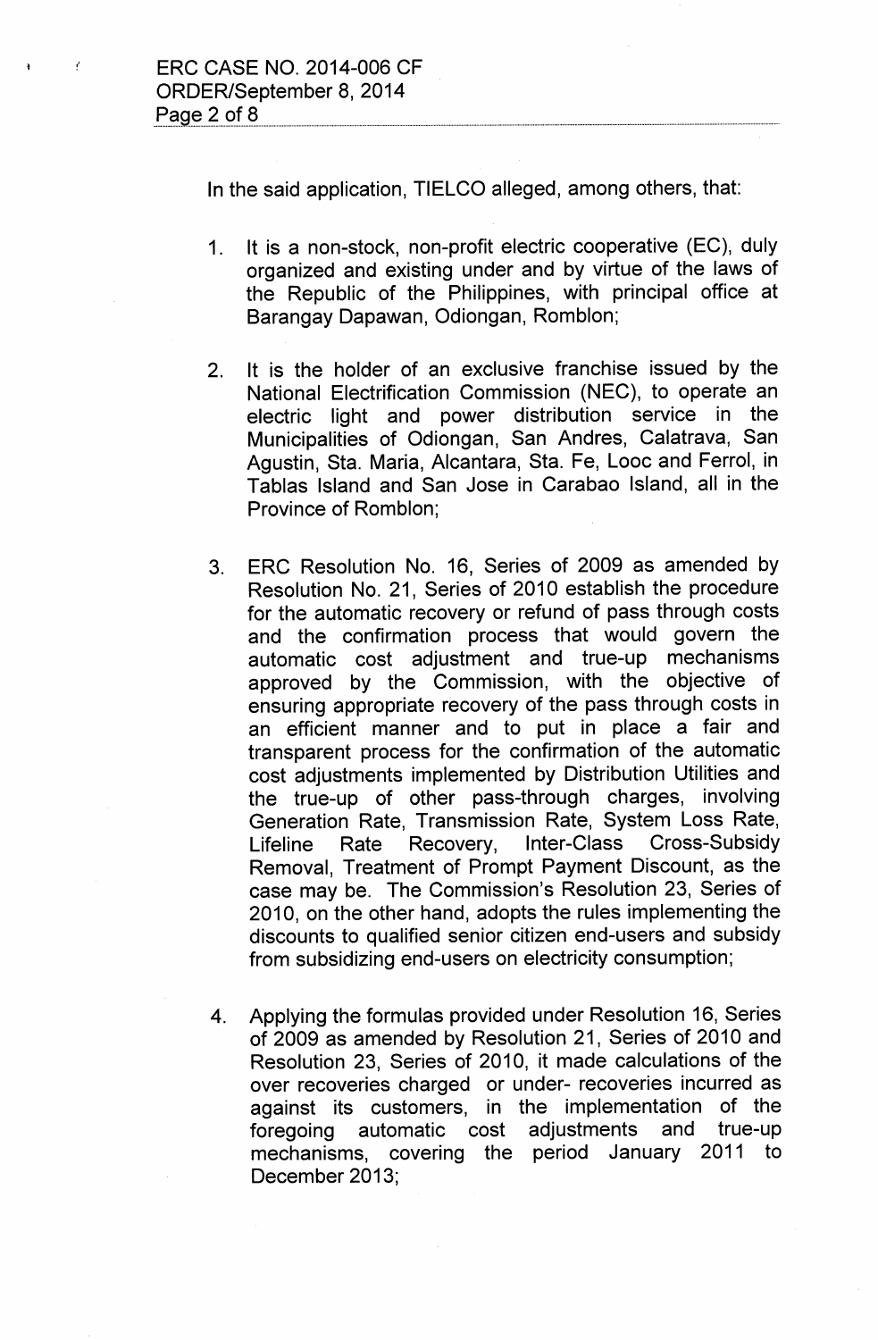In the said application, TIELCO alleged, among others, that:

1. It is a non-stock, non-profit electric cooperative (EC), duly organized and existing under and by virtue of the laws of the Republic of the Philippines, with principal office at Barangay Dapawan, Odiongan, Romblon;

2. It is the holder of an exclusive franchise issued by the National Electrification Commission (NEC), to operate an electric light and power distribution service in the Municipalities of Odiongan, San Andres, Calatrava, San Agustin, Sta. Maria, Alcantara, Sta. Fe, Looc and Ferrol, in Tablas Island and San Jose in Carabao Island, all in the Province of Romblon;

3. ERC Resolution No. 16, Series of 2009 as amended by Resolution No. 21, Series of 2010 establish the procedure for the automatic recovery or refund of pass through costs and the confirmation process that would govern the automatic cost adjustment and true-up mechanisms approved by the Commission, with the objective of ensuring appropriate recovery of the pass through costs in an efficient manner and to put in place a fair and transparent process for the confirmation of the automatic cost adjustments implemented by Distribution Utilities and the true-up of other pass-through charges, involving Generation Rate, Transmission Rate, System Loss Rate, Lifeline Rate Recovery, Inter-Class Cross-Subsidy Removal, Treatment of Prompt Payment Discount, as the case may be. The Commission's Resolution 23, Series of 2010, on the other hand, adopts the rules implementing the discounts to qualified senior citizen end-users and subsidy from subsidizing end-users on electricity consumption;

4. Applying the formulas provided under Resolution 16, Series of 2009 as amended by Resolution 21, Series of 2010 and Resolution 23, Series of 2010, it made calculations of the over recoveries charged or under- recoveries incurred as against its customers, in the implementation of the foregoing automatic cost adjustments and true-up mechanisms, covering the period January 2011 to December 2013;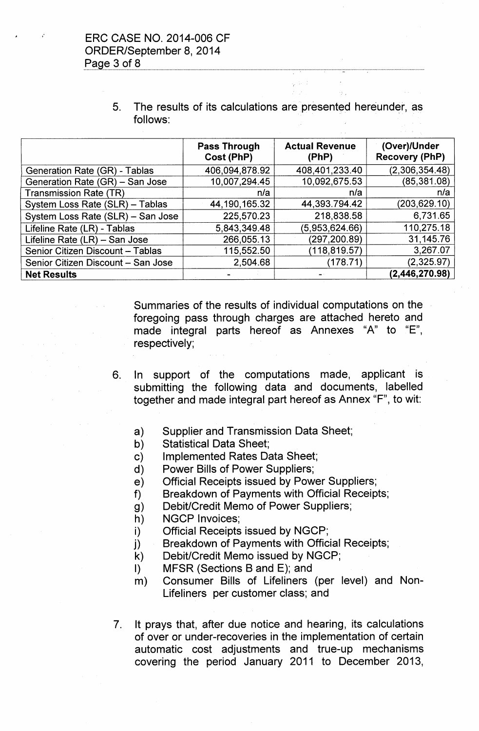5. The results of its calculations are presented hereunder, as follows:

| | Pass Through Cost (PhP) | Actual Revenue (PhP) | (Over)/Under Recovery (PhP) |
|---|---|---|---|
| Generation Rate (GR) - Tablas | 406,094,878.92 | 408,401,233.40 | (2,306,354.48) |
| Generation Rate (GR) – San Jose | 10,007,294.45 | 10,092,675.53 | (85,381.08) |
| Transmission Rate (TR) | n/a | n/a | n/a |
| System Loss Rate (SLR) – Tablas | 44,190,165.32 | 44,393.794.42 | (203,629.10) |
| System Loss Rate (SLR) – San Jose | 225,570.23 | 218,838.58 | 6,731.65 |
| Lifeline Rate (LR) - Tablas | 5,843,349.48 | (5,953,624.66) | 110,275.18 |
| Lifeline Rate (LR) – San Jose | 266,055.13 | (297,200.89) | 31,145.76 |
| Senior Citizen Discount – Tablas | 115,552.50 | (118,819.57) | 3,267.07 |
| Senior Citizen Discount – San Jose | 2,504.68 | (178.71) | (2,325.97) |
| **Net Results** | - | - | **(2,446,270.98)** |

Summaries of the results of individual computations on the foregoing pass through charges are attached hereto and made integral parts hereof as Annexes "A" to "E", respectively;

6. In support of the computations made, applicant is submitting the following data and documents, labelled together and made integral part hereof as Annex "F", to wit:

   a) Supplier and Transmission Data Sheet;
   b) Statistical Data Sheet;
   c) Implemented Rates Data Sheet;
   d) Power Bills of Power Suppliers;
   e) Official Receipts issued by Power Suppliers;
   f) Breakdown of Payments with Official Receipts;
   g) Debit/Credit Memo of Power Suppliers;
   h) NGCP Invoices;
   i) Official Receipts issued by NGCP;
   j) Breakdown of Payments with Official Receipts;
   k) Debit/Credit Memo issued by NGCP;
   l) MFSR (Sections B and E); and
   m) Consumer Bills of Lifeliners (per level) and Non-Lifeliners per customer class; and

7. It prays that, after due notice and hearing, its calculations of over or under-recoveries in the implementation of certain automatic cost adjustments and true-up mechanisms covering the period January 2011 to December 2013,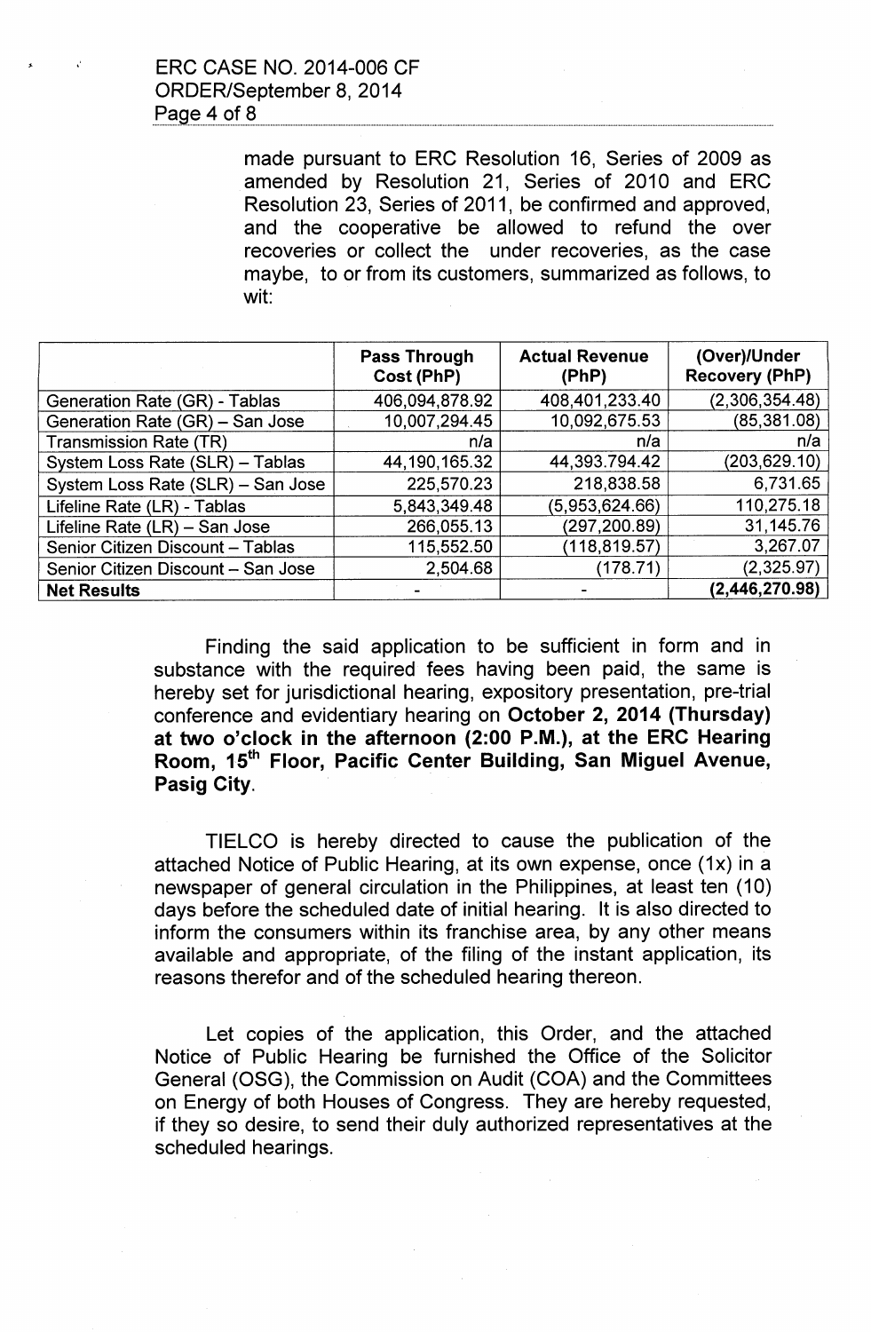made pursuant to ERC Resolution 16, Series of 2009 as amended by Resolution 21, Series of 2010 and ERC Resolution 23, Series of 2011, be confirmed and approved, and the cooperative be allowed to refund the over recoveries or collect the under recoveries, as the case maybe, to or from its customers, summarized as follows, to wit:

| | Pass Through Cost (PhP) | Actual Revenue (PhP) | (Over)/Under Recovery (PhP) |
|---|---|---|---|
| Generation Rate (GR) - Tablas | 406,094,878.92 | 408,401,233.40 | (2,306,354.48) |
| Generation Rate (GR) – San Jose | 10,007,294.45 | 10,092,675.53 | (85,381.08) |
| Transmission Rate (TR) | n/a | n/a | n/a |
| System Loss Rate (SLR) – Tablas | 44,190,165.32 | 44,393.794.42 | (203,629.10) |
| System Loss Rate (SLR) – San Jose | 225,570.23 | 218,838.58 | 6,731.65 |
| Lifeline Rate (LR) - Tablas | 5,843,349.48 | (5,953,624.66) | 110,275.18 |
| Lifeline Rate (LR) – San Jose | 266,055.13 | (297,200.89) | 31,145.76 |
| Senior Citizen Discount – Tablas | 115,552.50 | (118,819.57) | 3,267.07 |
| Senior Citizen Discount – San Jose | 2,504.68 | (178.71) | (2,325.97) |
| **Net Results** | - | - | **(2,446,270.98)** |

Finding the said application to be sufficient in form and in substance with the required fees having been paid, the same is hereby set for jurisdictional hearing, expository presentation, pre-trial conference and evidentiary hearing on **October 2, 2014 (Thursday) at two o'clock in the afternoon (2:00 P.M.), at the ERC Hearing Room, 15th Floor, Pacific Center Building, San Miguel Avenue, Pasig City**.

TIELCO is hereby directed to cause the publication of the attached Notice of Public Hearing, at its own expense, once (1x) in a newspaper of general circulation in the Philippines, at least ten (10) days before the scheduled date of initial hearing. It is also directed to inform the consumers within its franchise area, by any other means available and appropriate, of the filing of the instant application, its reasons therefor and of the scheduled hearing thereon.

Let copies of the application, this Order, and the attached Notice of Public Hearing be furnished the Office of the Solicitor General (OSG), the Commission on Audit (COA) and the Committees on Energy of both Houses of Congress. They are hereby requested, if they so desire, to send their duly authorized representatives at the scheduled hearings.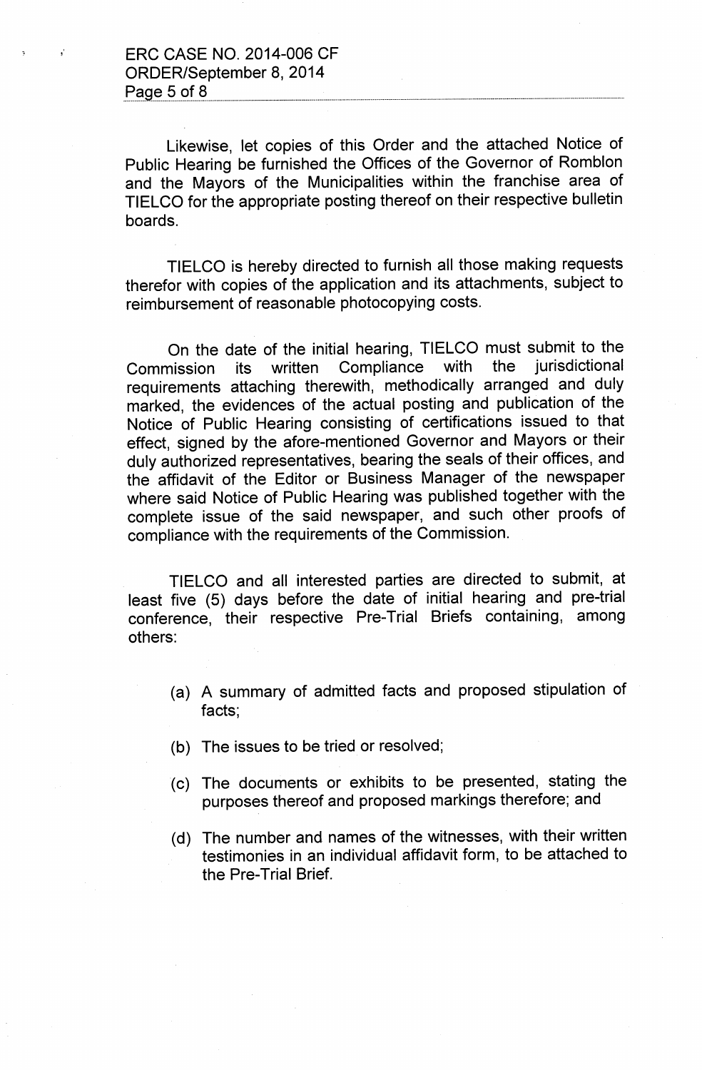Likewise, let copies of this Order and the attached Notice of Public Hearing be furnished the Offices of the Governor of Romblon and the Mayors of the Municipalities within the franchise area of TIELCO for the appropriate posting thereof on their respective bulletin boards.

TIELCO is hereby directed to furnish all those making requests therefor with copies of the application and its attachments, subject to reimbursement of reasonable photocopying costs.

On the date of the initial hearing, TIELCO must submit to the Commission its written Compliance with the jurisdictional requirements attaching therewith, methodically arranged and duly marked, the evidences of the actual posting and publication of the Notice of Public Hearing consisting of certifications issued to that effect, signed by the afore-mentioned Governor and Mayors or their duly authorized representatives, bearing the seals of their offices, and the affidavit of the Editor or Business Manager of the newspaper where said Notice of Public Hearing was published together with the complete issue of the said newspaper, and such other proofs of compliance with the requirements of the Commission.

TIELCO and all interested parties are directed to submit, at least five (5) days before the date of initial hearing and pre-trial conference, their respective Pre-Trial Briefs containing, among others:

(a) A summary of admitted facts and proposed stipulation of facts;

(b) The issues to be tried or resolved;

(c) The documents or exhibits to be presented, stating the purposes thereof and proposed markings therefore; and

(d) The number and names of the witnesses, with their written testimonies in an individual affidavit form, to be attached to the Pre-Trial Brief.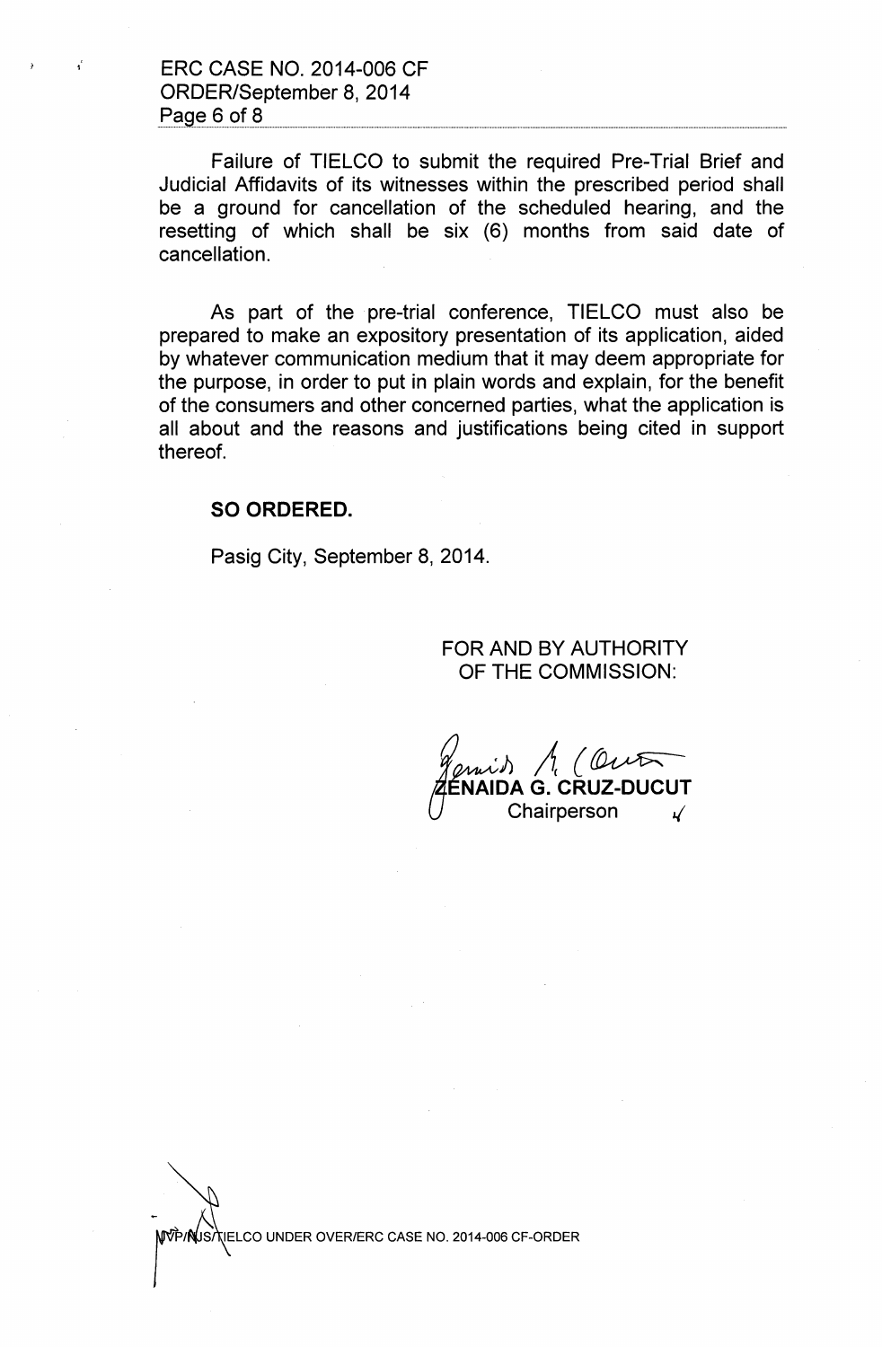Failure of TIELCO to submit the required Pre-Trial Brief and Judicial Affidavits of its witnesses within the prescribed period shall be a ground for cancellation of the scheduled hearing, and the resetting of which shall be six (6) months from said date of cancellation.

As part of the pre-trial conference, TIELCO must also be prepared to make an expository presentation of its application, aided by whatever communication medium that it may deem appropriate for the purpose, in order to put in plain words and explain, for the benefit of the consumers and other concerned parties, what the application is all about and the reasons and justifications being cited in support thereof.

**SO ORDERED.**

Pasig City, September 8, 2014.

FOR AND BY AUTHORITY
OF THE COMMISSION:

**ZENAIDA G. CRUZ-DUCUT**
Chairperson

NVP/NJS/TIELCO UNDER OVER/ERC CASE NO. 2014-006 CF-ORDER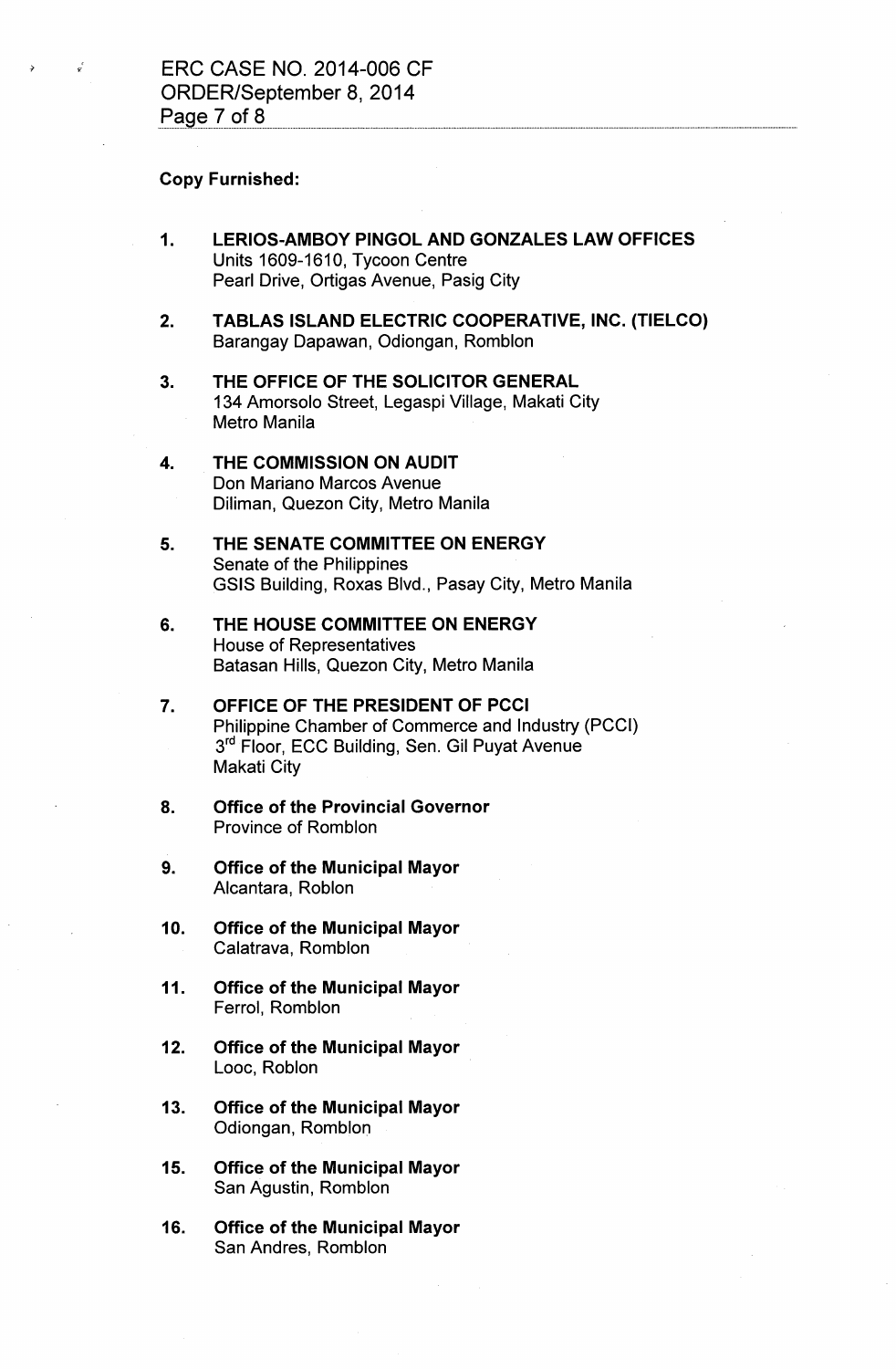**Copy Furnished:**

1. **LERIOS-AMBOY PINGOL AND GONZALES LAW OFFICES**
   Units 1609-1610, Tycoon Centre
   Pearl Drive, Ortigas Avenue, Pasig City

2. **TABLAS ISLAND ELECTRIC COOPERATIVE, INC. (TIELCO)**
   Barangay Dapawan, Odiongan, Romblon

3. **THE OFFICE OF THE SOLICITOR GENERAL**
   134 Amorsolo Street, Legaspi Village, Makati City
   Metro Manila

4. **THE COMMISSION ON AUDIT**
   Don Mariano Marcos Avenue
   Diliman, Quezon City, Metro Manila

5. **THE SENATE COMMITTEE ON ENERGY**
   Senate of the Philippines
   GSIS Building, Roxas Blvd., Pasay City, Metro Manila

6. **THE HOUSE COMMITTEE ON ENERGY**
   House of Representatives
   Batasan Hills, Quezon City, Metro Manila

7. **OFFICE OF THE PRESIDENT OF PCCI**
   Philippine Chamber of Commerce and Industry (PCCI)
   3rd Floor, ECC Building, Sen. Gil Puyat Avenue
   Makati City

8. **Office of the Provincial Governor**
   Province of Romblon

9. **Office of the Municipal Mayor**
   Alcantara, Roblon

10. **Office of the Municipal Mayor**
    Calatrava, Romblon

11. **Office of the Municipal Mayor**
    Ferrol, Romblon

12. **Office of the Municipal Mayor**
    Looc, Roblon

13. **Office of the Municipal Mayor**
    Odiongan, Romblon

15. **Office of the Municipal Mayor**
    San Agustin, Romblon

16. **Office of the Municipal Mayor**
    San Andres, Romblon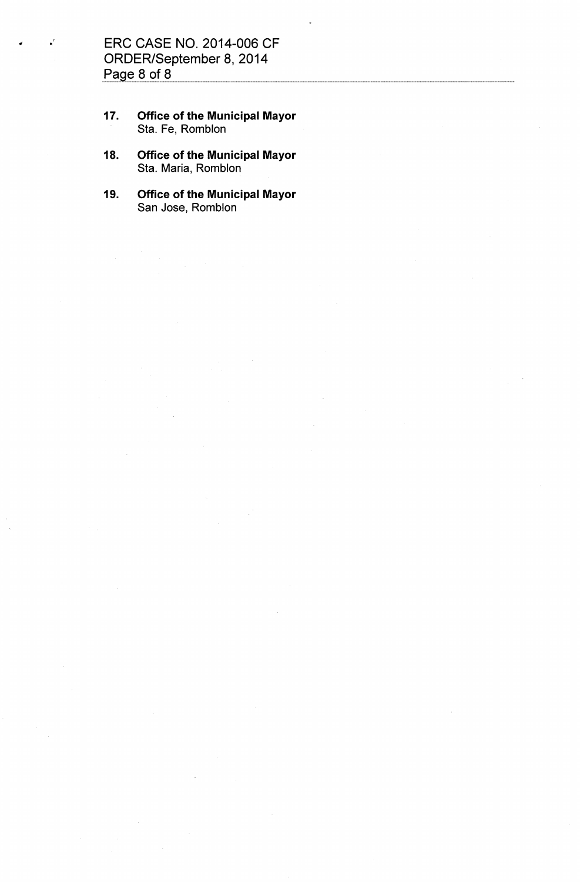17. **Office of the Municipal Mayor**
    Sta. Fe, Romblon

18. **Office of the Municipal Mayor**
    Sta. Maria, Romblon

19. **Office of the Municipal Mayor**
    San Jose, Romblon